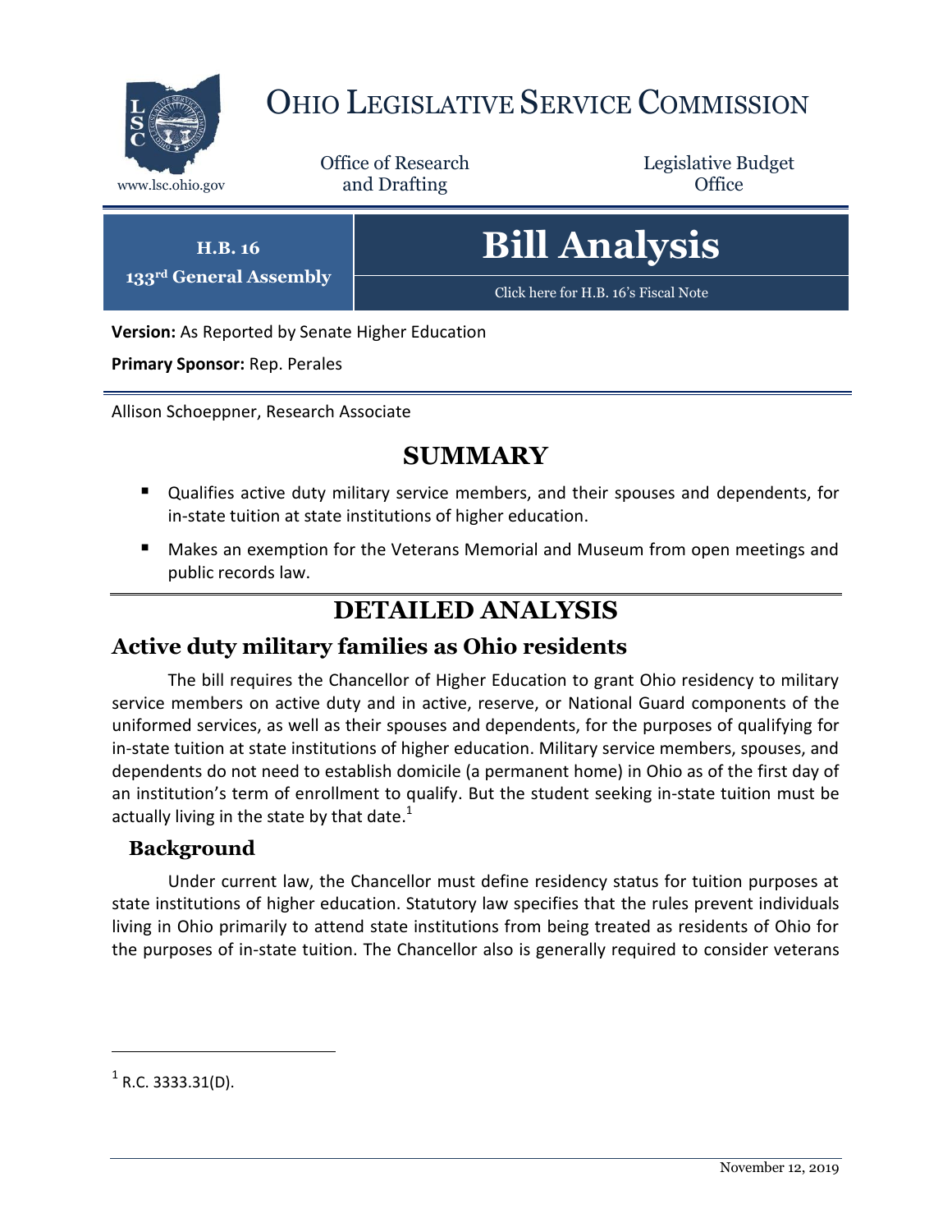# OHIO LEGISLATIVE SERVICE COMMISSION

www.lsc.ohio.gov

Office of Research and Drafting

Legislative Budget Office

**H.B. 16**
**133rd General Assembly**

# Bill Analysis

Click here for H.B. 16's Fiscal Note

**Version:** As Reported by Senate Higher Education

**Primary Sponsor:** Rep. Perales

Allison Schoeppner, Research Associate

## SUMMARY

- Qualifies active duty military service members, and their spouses and dependents, for in-state tuition at state institutions of higher education.
- Makes an exemption for the Veterans Memorial and Museum from open meetings and public records law.

## DETAILED ANALYSIS

### Active duty military families as Ohio residents

The bill requires the Chancellor of Higher Education to grant Ohio residency to military service members on active duty and in active, reserve, or National Guard components of the uniformed services, as well as their spouses and dependents, for the purposes of qualifying for in-state tuition at state institutions of higher education. Military service members, spouses, and dependents do not need to establish domicile (a permanent home) in Ohio as of the first day of an institution's term of enrollment to qualify. But the student seeking in-state tuition must be actually living in the state by that date.[1]

#### Background

Under current law, the Chancellor must define residency status for tuition purposes at state institutions of higher education. Statutory law specifies that the rules prevent individuals living in Ohio primarily to attend state institutions from being treated as residents of Ohio for the purposes of in-state tuition. The Chancellor also is generally required to consider veterans

[1] R.C. 3333.31(D).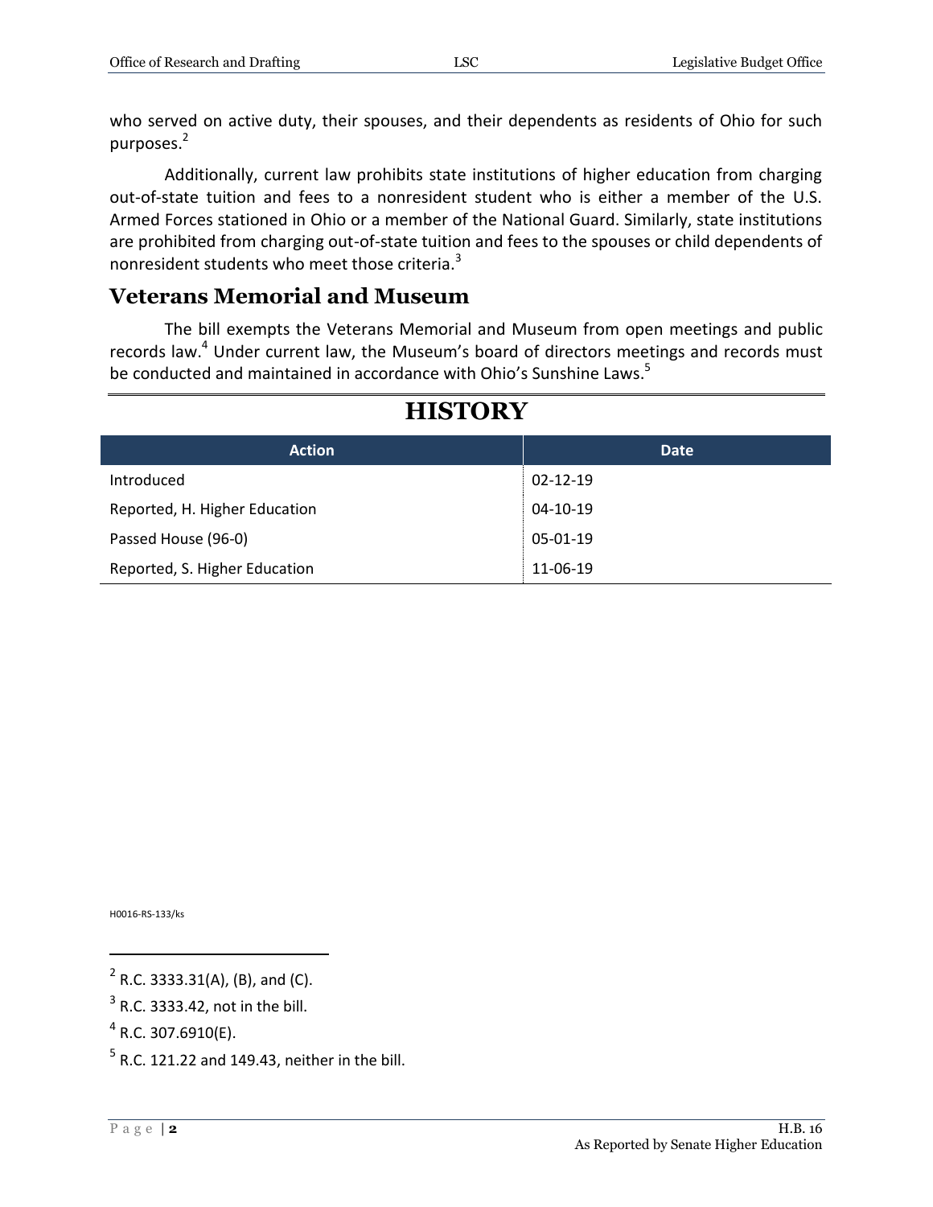who served on active duty, their spouses, and their dependents as residents of Ohio for such purposes.[2]

Additionally, current law prohibits state institutions of higher education from charging out-of-state tuition and fees to a nonresident student who is either a member of the U.S. Armed Forces stationed in Ohio or a member of the National Guard. Similarly, state institutions are prohibited from charging out-of-state tuition and fees to the spouses or child dependents of nonresident students who meet those criteria.[3]

## Veterans Memorial and Museum

The bill exempts the Veterans Memorial and Museum from open meetings and public records law.[4] Under current law, the Museum's board of directors meetings and records must be conducted and maintained in accordance with Ohio's Sunshine Laws.[5]

# HISTORY

| Action | Date |
| --- | --- |
| Introduced | 02-12-19 |
| Reported, H. Higher Education | 04-10-19 |
| Passed House (96-0) | 05-01-19 |
| Reported, S. Higher Education | 11-06-19 |

H0016-RS-133/ks

[2] R.C. 3333.31(A), (B), and (C).

[3] R.C. 3333.42, not in the bill.

[4] R.C. 307.6910(E).

[5] R.C. 121.22 and 149.43, neither in the bill.